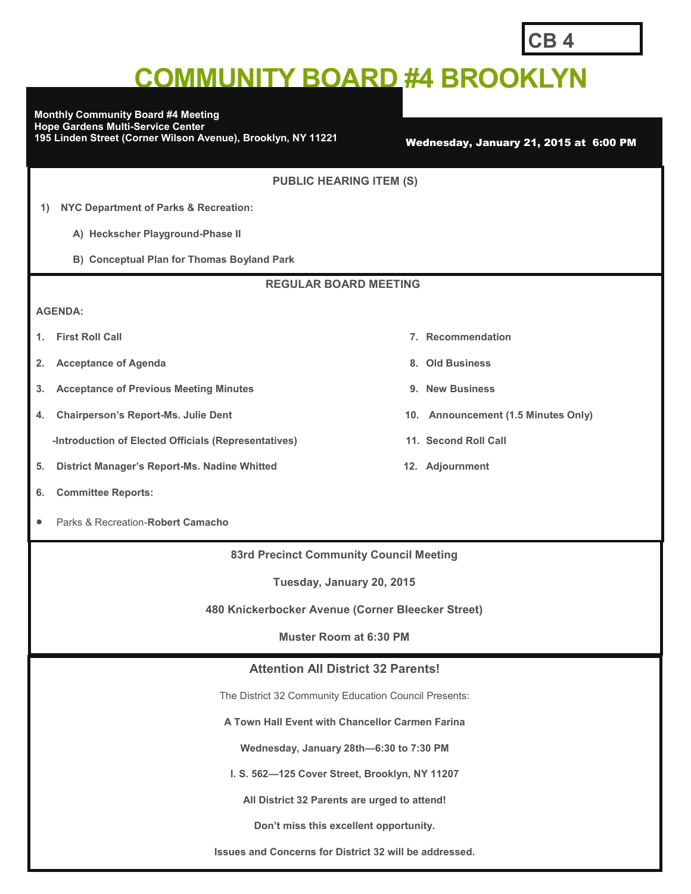CB 4

# COMMUNITY BOARD #4 BROOKLYN

**Monthly Community Board #4 Meeting**
**Hope Gardens Multi-Service Center**
**195 Linden Street (Corner Wilson Avenue), Brooklyn, NY 11221**

**Wednesday, January 21, 2015 at 6:00 PM**

## PUBLIC HEARING ITEM (S)

1) **NYC Department of Parks & Recreation:**

   A) **Heckscher Playground-Phase II**

   B) **Conceptual Plan for Thomas Boyland Park**

## REGULAR BOARD MEETING

**AGENDA:**

1. **First Roll Call**
2. **Acceptance of Agenda**
3. **Acceptance of Previous Meeting Minutes**
4. **Chairperson's Report-Ms. Julie Dent**

   **-Introduction of Elected Officials (Representatives)**
5. **District Manager's Report-Ms. Nadine Whitted**
6. **Committee Reports:**

- Parks & Recreation-**Robert Camacho**

7. **Recommendation**
8. **Old Business**
9. **New Business**
10. **Announcement (1.5 Minutes Only)**
11. **Second Roll Call**
12. **Adjournment**

**83rd Precinct Community Council Meeting**

**Tuesday, January 20, 2015**

**480 Knickerbocker Avenue (Corner Bleecker Street)**

**Muster Room at 6:30 PM**

## Attention All District 32 Parents!

The District 32 Community Education Council Presents:

**A Town Hall Event with Chancellor Carmen Farina**

**Wednesday, January 28th—6:30 to 7:30 PM**

**I. S. 562—125 Cover Street, Brooklyn, NY 11207**

**All District 32 Parents are urged to attend!**

**Don't miss this excellent opportunity.**

**Issues and Concerns for District 32 will be addressed.**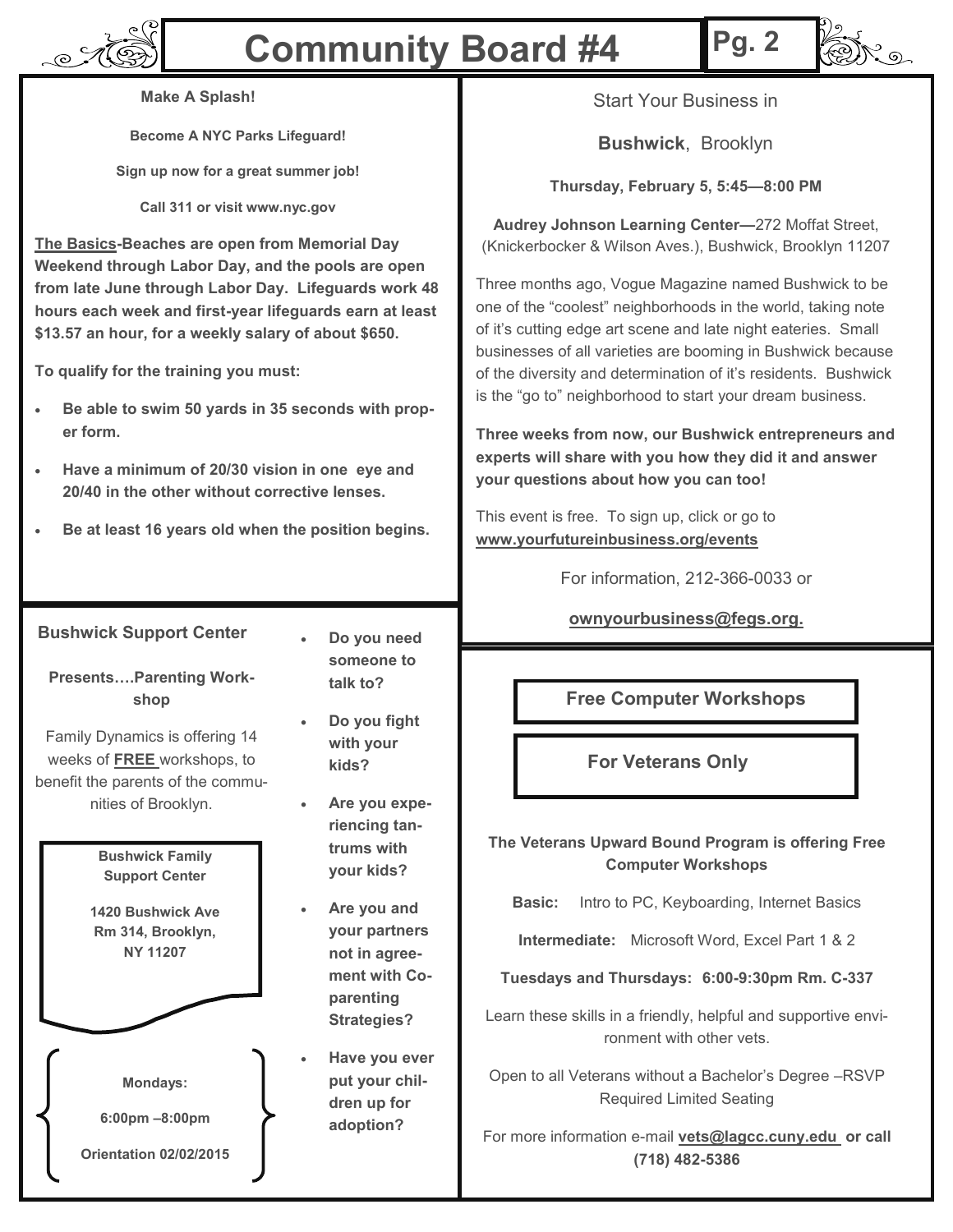# Community Board #4

**Make A Splash!**

**Become A NYC Parks Lifeguard!**

**Sign up now for a great summer job!**

**Call 311 or visit www.nyc.gov**

**The Basics-Beaches are open from Memorial Day Weekend through Labor Day, and the pools are open from late June through Labor Day. Lifeguards work 48 hours each week and first-year lifeguards earn at least $13.57 an hour, for a weekly salary of about $650.**

**To qualify for the training you must:**

- **Be able to swim 50 yards in 35 seconds with proper form.**
- **Have a minimum of 20/30 vision in one eye and 20/40 in the other without corrective lenses.**
- **Be at least 16 years old when the position begins.**

## Bushwick Support Center

**Presents….Parenting Workshop**

Family Dynamics is offering 14 weeks of **FREE** workshops, to benefit the parents of the communities of Brooklyn.

**Bushwick Family Support Center**

**1420 Bushwick Ave**
**Rm 314, Brooklyn,**
**NY 11207**

**Mondays:**

**6:00pm –8:00pm**

**Orientation 02/02/2015**

- **Do you need someone to talk to?**
- **Do you fight with your kids?**
- **Are you experiencing tantrums with your kids?**
- **Are you and your partners not in agreement with Co-parenting Strategies?**
- **Have you ever put your children up for adoption?**

## Start Your Business in

## **Bushwick**, Brooklyn

**Thursday, February 5, 5:45—8:00 PM**

**Audrey Johnson Learning Center—**272 Moffat Street, (Knickerbocker & Wilson Aves.), Bushwick, Brooklyn 11207

Three months ago, Vogue Magazine named Bushwick to be one of the "coolest" neighborhoods in the world, taking note of it's cutting edge art scene and late night eateries. Small businesses of all varieties are booming in Bushwick because of the diversity and determination of it's residents. Bushwick is the "go to" neighborhood to start your dream business.

**Three weeks from now, our Bushwick entrepreneurs and experts will share with you how they did it and answer your questions about how you can too!**

This event is free. To sign up, click or go to **www.yourfutureinbusiness.org/events**

For information, 212-366-0033 or

**ownyourbusiness@fegs.org.**

## Free Computer Workshops

## For Veterans Only

**The Veterans Upward Bound Program is offering Free Computer Workshops**

**Basic:** Intro to PC, Keyboarding, Internet Basics

**Intermediate:** Microsoft Word, Excel Part 1 & 2

**Tuesdays and Thursdays: 6:00-9:30pm Rm. C-337**

Learn these skills in a friendly, helpful and supportive environment with other vets.

Open to all Veterans without a Bachelor's Degree –RSVP Required Limited Seating

For more information e-mail **vets@lagcc.cuny.edu or call (718) 482-5386**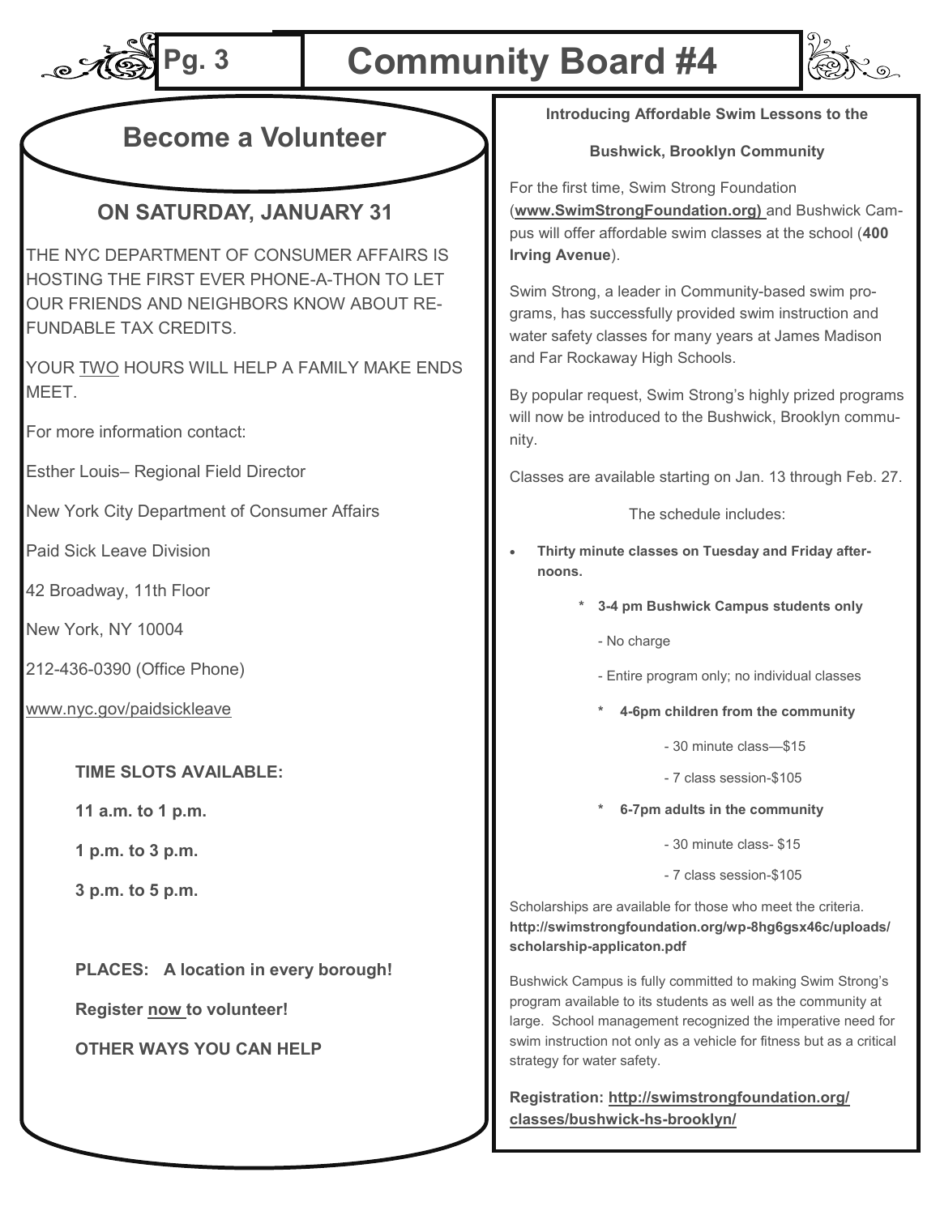# Community Board #4

## Become a Volunteer

### ON SATURDAY, JANUARY 31

THE NYC DEPARTMENT OF CONSUMER AFFAIRS IS HOSTING THE FIRST EVER PHONE-A-THON TO LET OUR FRIENDS AND NEIGHBORS KNOW ABOUT REFUNDABLE TAX CREDITS.

YOUR TWO HOURS WILL HELP A FAMILY MAKE ENDS MEET.

For more information contact:

Esther Louis– Regional Field Director

New York City Department of Consumer Affairs

Paid Sick Leave Division

42 Broadway, 11th Floor

New York, NY 10004

212-436-0390 (Office Phone)

www.nyc.gov/paidsickleave

**TIME SLOTS AVAILABLE:**

**11 a.m. to 1 p.m.**

**1 p.m. to 3 p.m.**

**3 p.m. to 5 p.m.**

**PLACES: A location in every borough!**

**Register now to volunteer!**

**OTHER WAYS YOU CAN HELP**

**Introducing Affordable Swim Lessons to the**

**Bushwick, Brooklyn Community**

For the first time, Swim Strong Foundation (**www.SwimStrongFoundation.org)** and Bushwick Campus will offer affordable swim classes at the school (**400 Irving Avenue**).

Swim Strong, a leader in Community-based swim programs, has successfully provided swim instruction and water safety classes for many years at James Madison and Far Rockaway High Schools.

By popular request, Swim Strong's highly prized programs will now be introduced to the Bushwick, Brooklyn community.

Classes are available starting on Jan. 13 through Feb. 27.

The schedule includes:

- **Thirty minute classes on Tuesday and Friday afternoons.**
  - * **3-4 pm Bushwick Campus students only**
    - - No charge
    - - Entire program only; no individual classes
  - * **4-6pm children from the community**
    - - 30 minute class—$15
    - - 7 class session-$105
  - * **6-7pm adults in the community**
    - - 30 minute class- $15
    - - 7 class session-$105

Scholarships are available for those who meet the criteria. **http://swimstrongfoundation.org/wp-8hg6gsx46c/uploads/scholarship-applicaton.pdf**

Bushwick Campus is fully committed to making Swim Strong's program available to its students as well as the community at large. School management recognized the imperative need for swim instruction not only as a vehicle for fitness but as a critical strategy for water safety.

**Registration: http://swimstrongfoundation.org/classes/bushwick-hs-brooklyn/**